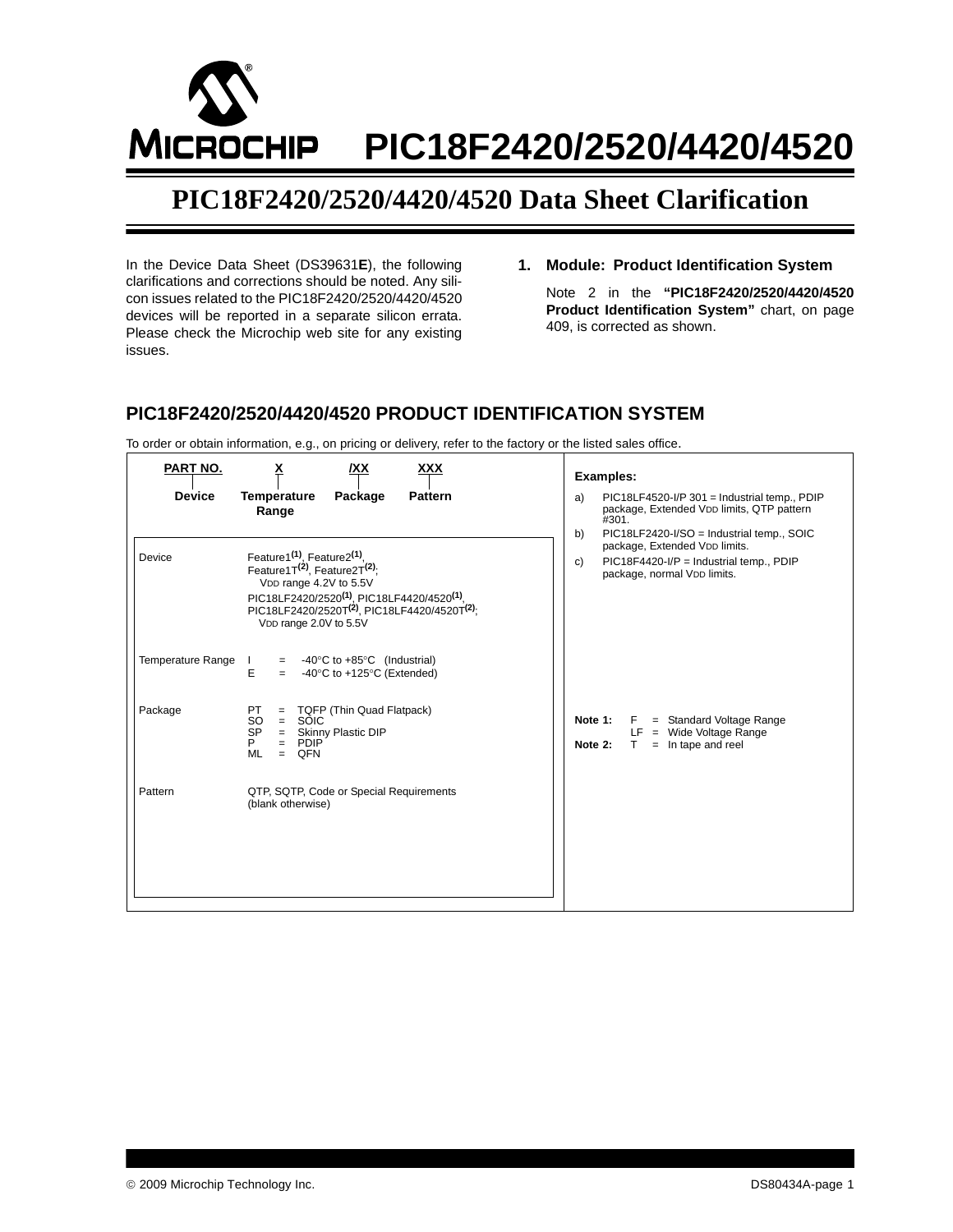# PIC18F2420/2520/4420/4520

## PIC18F2420/2520/4420/4520 Data Sheet Clarification

In the Device Data Sheet (DS39631**E**), the following clarifications and corrections should be noted. Any silicon issues related to the PIC18F2420/2520/4420/4520 devices will be reported in a separate silicon errata. Please check the Microchip web site for any existing issues.

### 1. Module: Product Identification System

Note 2 in the **"PIC18F2420/2520/4420/4520 Product Identification System"** chart, on page 409, is corrected as shown.

### PIC18F2420/2520/4420/4520 PRODUCT IDENTIFICATION SYSTEM

To order or obtain information, e.g., on pricing or delivery, refer to the factory or the listed sales office.

| PART NO. | X | /XX | XXX |
|---|---|---|---|
| Device | Temperature Range | Package | Pattern |

| | |
|---|---|
| Device | Feature1[(1)], Feature2[(1)], Feature1T[(2)], Feature2T[(2)]; $V_{DD}$ range 4.2V to 5.5V<br>PIC18LF2420/2520[(1)], PIC18LF4420/4520[(1)], PIC18LF2420/2520T[(2)], PIC18LF4420/4520T[(2)]; $V_{DD}$ range 2.0V to 5.5V |
| Temperature Range | I = -40°C to +85°C (Industrial)<br>E = -40°C to +125°C (Extended) |
| Package | PT = TQFP (Thin Quad Flatpack)<br>SO = SOIC<br>SP = Skinny Plastic DIP<br>P = PDIP<br>ML = QFN |
| Pattern | QTP, SQTP, Code or Special Requirements (blank otherwise) |

**Examples:**

a) PIC18LF4520-I/P 301 = Industrial temp., PDIP package, Extended $V_{DD}$ limits, QTP pattern #301.

b) PIC18LF2420-I/SO = Industrial temp., SOIC package, Extended $V_{DD}$ limits.

c) PIC18F4420-I/P = Industrial temp., PDIP package, normal $V_{DD}$ limits.

**Note 1:** F = Standard Voltage Range
LF = Wide Voltage Range

**Note 2:** T = In tape and reel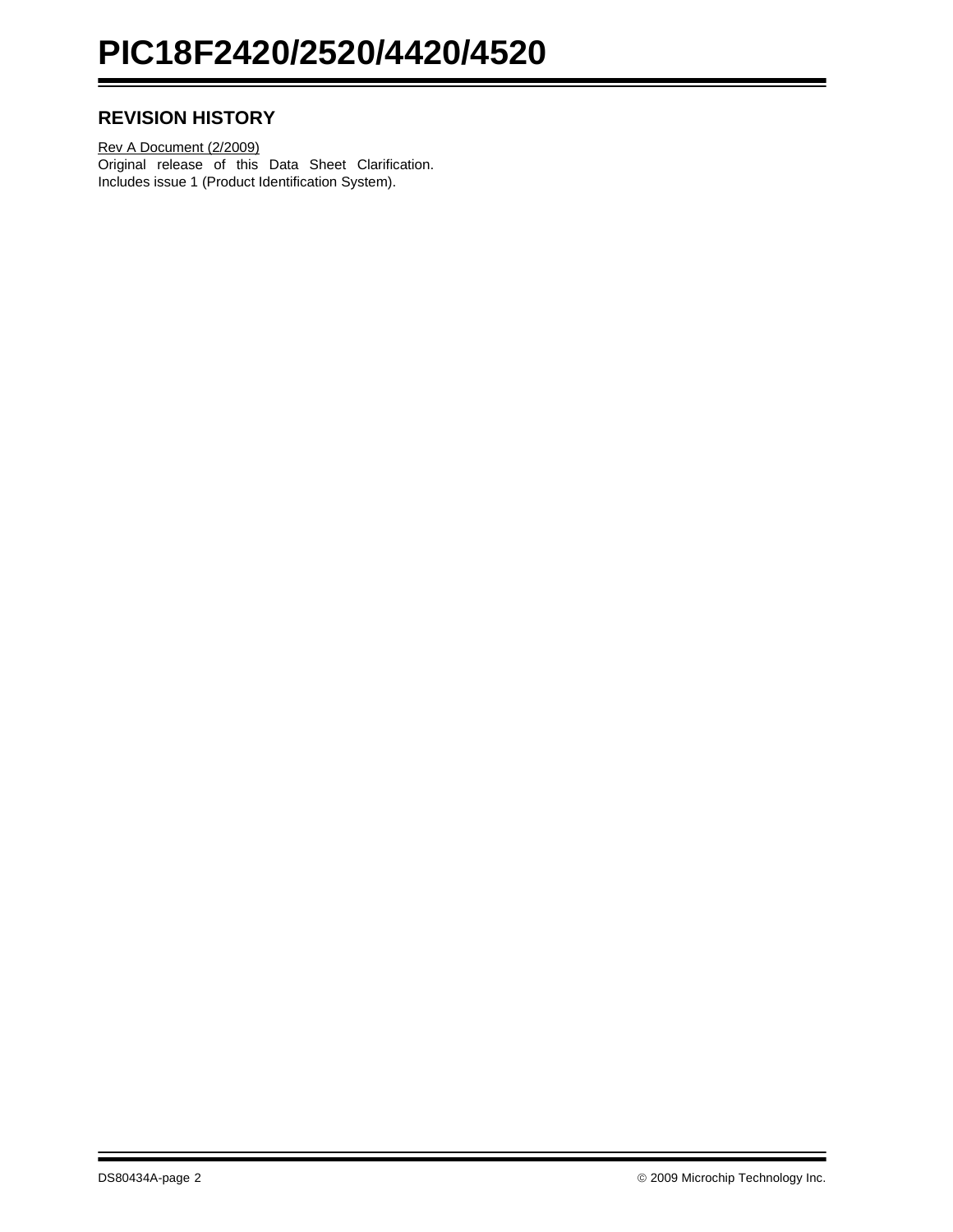## REVISION HISTORY

Rev A Document (2/2009)

Original release of this Data Sheet Clarification. Includes issue 1 (Product Identification System).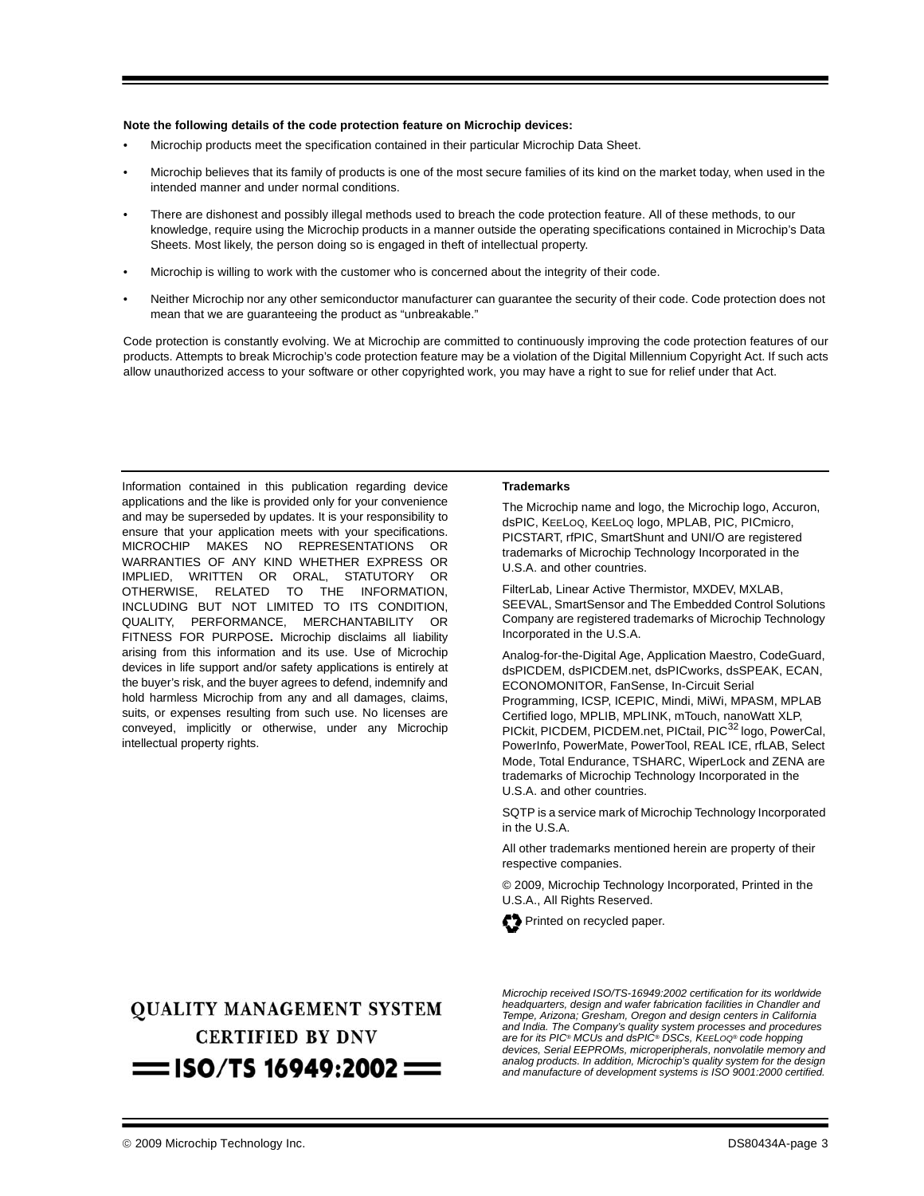**Note the following details of the code protection feature on Microchip devices:**

- Microchip products meet the specification contained in their particular Microchip Data Sheet.
- Microchip believes that its family of products is one of the most secure families of its kind on the market today, when used in the intended manner and under normal conditions.
- There are dishonest and possibly illegal methods used to breach the code protection feature. All of these methods, to our knowledge, require using the Microchip products in a manner outside the operating specifications contained in Microchip's Data Sheets. Most likely, the person doing so is engaged in theft of intellectual property.
- Microchip is willing to work with the customer who is concerned about the integrity of their code.
- Neither Microchip nor any other semiconductor manufacturer can guarantee the security of their code. Code protection does not mean that we are guaranteeing the product as "unbreakable."

Code protection is constantly evolving. We at Microchip are committed to continuously improving the code protection features of our products. Attempts to break Microchip's code protection feature may be a violation of the Digital Millennium Copyright Act. If such acts allow unauthorized access to your software or other copyrighted work, you may have a right to sue for relief under that Act.

Information contained in this publication regarding device applications and the like is provided only for your convenience and may be superseded by updates. It is your responsibility to ensure that your application meets with your specifications. MICROCHIP MAKES NO REPRESENTATIONS OR WARRANTIES OF ANY KIND WHETHER EXPRESS OR IMPLIED, WRITTEN OR ORAL, STATUTORY OR OTHERWISE, RELATED TO THE INFORMATION, INCLUDING BUT NOT LIMITED TO ITS CONDITION, QUALITY, PERFORMANCE, MERCHANTABILITY OR FITNESS FOR PURPOSE**.** Microchip disclaims all liability arising from this information and its use. Use of Microchip devices in life support and/or safety applications is entirely at the buyer's risk, and the buyer agrees to defend, indemnify and hold harmless Microchip from any and all damages, claims, suits, or expenses resulting from such use. No licenses are conveyed, implicitly or otherwise, under any Microchip intellectual property rights.

**Trademarks**

The Microchip name and logo, the Microchip logo, Accuron, dsPIC, KEELOQ, KEELOQ logo, MPLAB, PIC, PICmicro, PICSTART, rfPIC, SmartShunt and UNI/O are registered trademarks of Microchip Technology Incorporated in the U.S.A. and other countries.

FilterLab, Linear Active Thermistor, MXDEV, MXLAB, SEEVAL, SmartSensor and The Embedded Control Solutions Company are registered trademarks of Microchip Technology Incorporated in the U.S.A.

Analog-for-the-Digital Age, Application Maestro, CodeGuard, dsPICDEM, dsPICDEM.net, dsPICworks, dsSPEAK, ECAN, ECONOMONITOR, FanSense, In-Circuit Serial Programming, ICSP, ICEPIC, Mindi, MiWi, MPASM, MPLAB Certified logo, MPLIB, MPLINK, mTouch, nanoWatt XLP, PICkit, PICDEM, PICDEM.net, PICtail, PIC$^{32}$ logo, PowerCal, PowerInfo, PowerMate, PowerTool, REAL ICE, rfLAB, Select Mode, Total Endurance, TSHARC, WiperLock and ZENA are trademarks of Microchip Technology Incorporated in the U.S.A. and other countries.

SQTP is a service mark of Microchip Technology Incorporated in the U.S.A.

All other trademarks mentioned herein are property of their respective companies.

© 2009, Microchip Technology Incorporated, Printed in the U.S.A., All Rights Reserved.

Printed on recycled paper.

QUALITY MANAGEMENT SYSTEM
CERTIFIED BY DNV
ISO/TS 16949:2002

*Microchip received ISO/TS-16949:2002 certification for its worldwide headquarters, design and wafer fabrication facilities in Chandler and Tempe, Arizona; Gresham, Oregon and design centers in California and India. The Company's quality system processes and procedures are for its PIC® MCUs and dsPIC® DSCs, KEELOQ® code hopping devices, Serial EEPROMs, microperipherals, nonvolatile memory and analog products. In addition, Microchip's quality system for the design and manufacture of development systems is ISO 9001:2000 certified.*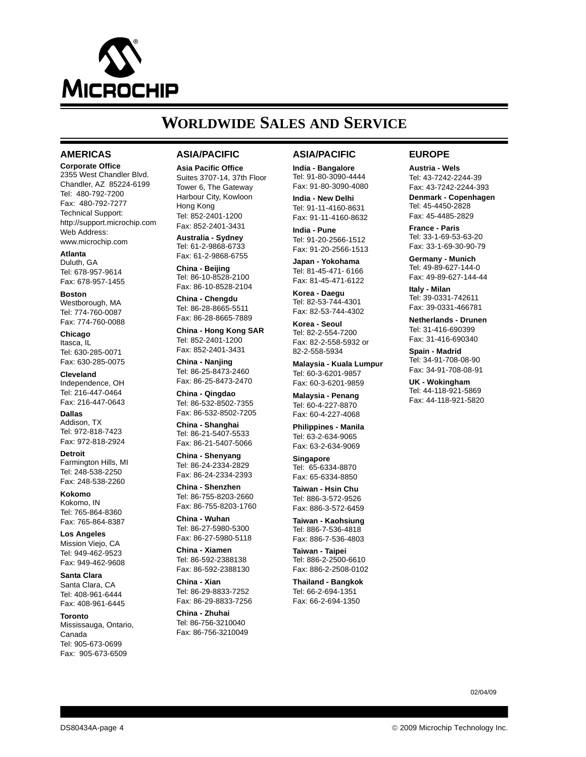# WORLDWIDE SALES AND SERVICE

## AMERICAS

**Corporate Office**
2355 West Chandler Blvd.
Chandler, AZ 85224-6199
Tel: 480-792-7200
Fax: 480-792-7277
Technical Support:
http://support.microchip.com
Web Address:
www.microchip.com

**Atlanta**
Duluth, GA
Tel: 678-957-9614
Fax: 678-957-1455

**Boston**
Westborough, MA
Tel: 774-760-0087
Fax: 774-760-0088

**Chicago**
Itasca, IL
Tel: 630-285-0071
Fax: 630-285-0075

**Cleveland**
Independence, OH
Tel: 216-447-0464
Fax: 216-447-0643

**Dallas**
Addison, TX
Tel: 972-818-7423
Fax: 972-818-2924

**Detroit**
Farmington Hills, MI
Tel: 248-538-2250
Fax: 248-538-2260

**Kokomo**
Kokomo, IN
Tel: 765-864-8360
Fax: 765-864-8387

**Los Angeles**
Mission Viejo, CA
Tel: 949-462-9523
Fax: 949-462-9608

**Santa Clara**
Santa Clara, CA
Tel: 408-961-6444
Fax: 408-961-6445

**Toronto**
Mississauga, Ontario,
Canada
Tel: 905-673-0699
Fax: 905-673-6509

## ASIA/PACIFIC

**Asia Pacific Office**
Suites 3707-14, 37th Floor
Tower 6, The Gateway
Harbour City, Kowloon
Hong Kong
Tel: 852-2401-1200
Fax: 852-2401-3431

**Australia - Sydney**
Tel: 61-2-9868-6733
Fax: 61-2-9868-6755

**China - Beijing**
Tel: 86-10-8528-2100
Fax: 86-10-8528-2104

**China - Chengdu**
Tel: 86-28-8665-5511
Fax: 86-28-8665-7889

**China - Hong Kong SAR**
Tel: 852-2401-1200
Fax: 852-2401-3431

**China - Nanjing**
Tel: 86-25-8473-2460
Fax: 86-25-8473-2470

**China - Qingdao**
Tel: 86-532-8502-7355
Fax: 86-532-8502-7205

**China - Shanghai**
Tel: 86-21-5407-5533
Fax: 86-21-5407-5066

**China - Shenyang**
Tel: 86-24-2334-2829
Fax: 86-24-2334-2393

**China - Shenzhen**
Tel: 86-755-8203-2660
Fax: 86-755-8203-1760

**China - Wuhan**
Tel: 86-27-5980-5300
Fax: 86-27-5980-5118

**China - Xiamen**
Tel: 86-592-2388138
Fax: 86-592-2388130

**China - Xian**
Tel: 86-29-8833-7252
Fax: 86-29-8833-7256

**China - Zhuhai**
Tel: 86-756-3210040
Fax: 86-756-3210049

## ASIA/PACIFIC

**India - Bangalore**
Tel: 91-80-3090-4444
Fax: 91-80-3090-4080

**India - New Delhi**
Tel: 91-11-4160-8631
Fax: 91-11-4160-8632

**India - Pune**
Tel: 91-20-2566-1512
Fax: 91-20-2566-1513

**Japan - Yokohama**
Tel: 81-45-471- 6166
Fax: 81-45-471-6122

**Korea - Daegu**
Tel: 82-53-744-4301
Fax: 82-53-744-4302

**Korea - Seoul**
Tel: 82-2-554-7200
Fax: 82-2-558-5932 or
82-2-558-5934

**Malaysia - Kuala Lumpur**
Tel: 60-3-6201-9857
Fax: 60-3-6201-9859

**Malaysia - Penang**
Tel: 60-4-227-8870
Fax: 60-4-227-4068

**Philippines - Manila**
Tel: 63-2-634-9065
Fax: 63-2-634-9069

**Singapore**
Tel: 65-6334-8870
Fax: 65-6334-8850

**Taiwan - Hsin Chu**
Tel: 886-3-572-9526
Fax: 886-3-572-6459

**Taiwan - Kaohsiung**
Tel: 886-7-536-4818
Fax: 886-7-536-4803

**Taiwan - Taipei**
Tel: 886-2-2500-6610
Fax: 886-2-2508-0102

**Thailand - Bangkok**
Tel: 66-2-694-1351
Fax: 66-2-694-1350

## EUROPE

**Austria - Wels**
Tel: 43-7242-2244-39
Fax: 43-7242-2244-393

**Denmark - Copenhagen**
Tel: 45-4450-2828
Fax: 45-4485-2829

**France - Paris**
Tel: 33-1-69-53-63-20
Fax: 33-1-69-30-90-79

**Germany - Munich**
Tel: 49-89-627-144-0
Fax: 49-89-627-144-44

**Italy - Milan**
Tel: 39-0331-742611
Fax: 39-0331-466781

**Netherlands - Drunen**
Tel: 31-416-690399
Fax: 31-416-690340

**Spain - Madrid**
Tel: 34-91-708-08-90
Fax: 34-91-708-08-91

**UK - Wokingham**
Tel: 44-118-921-5869
Fax: 44-118-921-5820

02/04/09